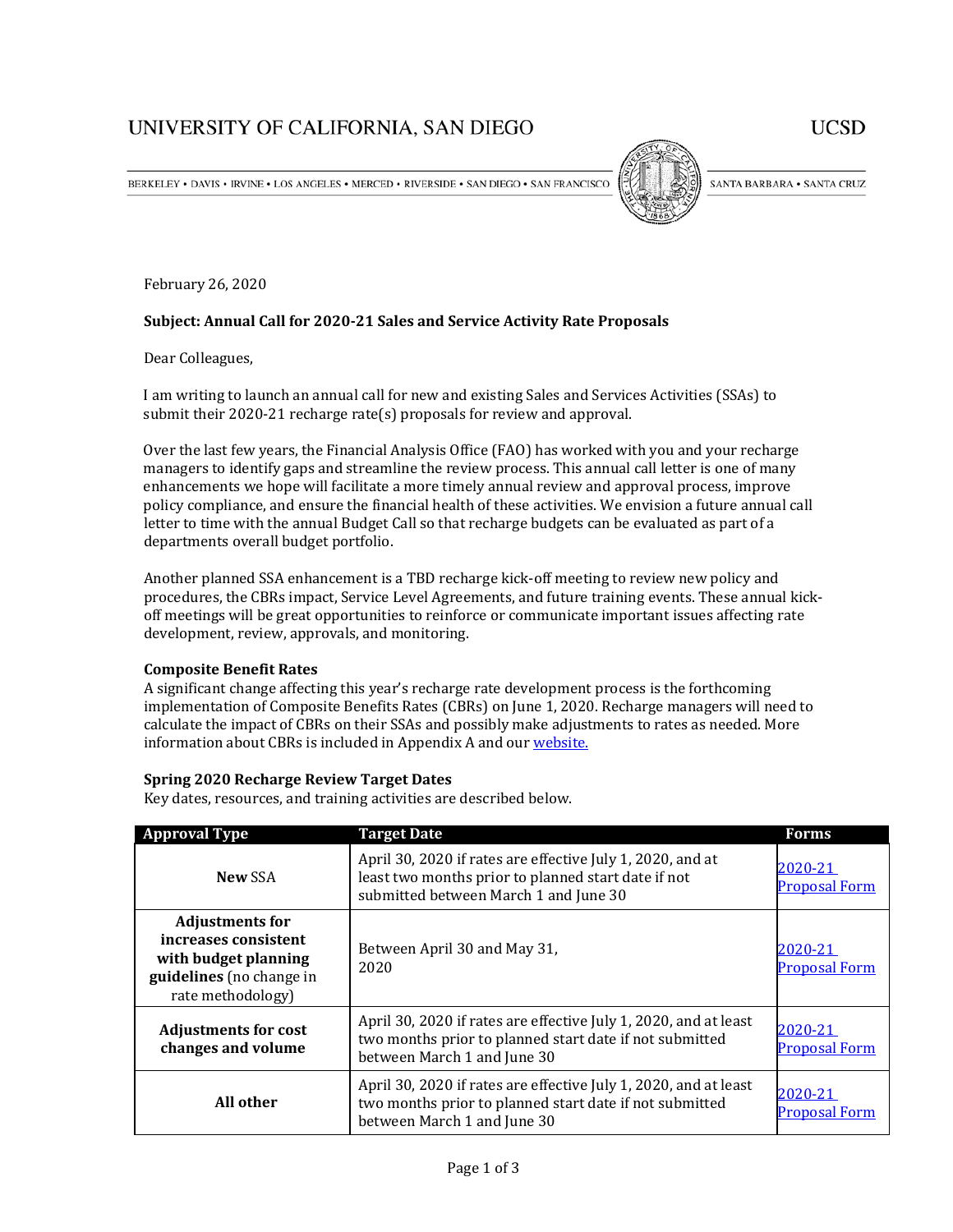UNIVERSITY OF CALIFORNIA, SAN DIEGO | UCSD

BERKELEY • DAVIS • IRVINE • LOS ANGELES • MERCED • RIVERSIDE • SAN DIEGO • SAN FRANCISCO | SANTA BARBARA • SANTA CRUZ

February 26, 2020

**Subject: Annual Call for 2020-21 Sales and Service Activity Rate Proposals**

Dear Colleagues,

I am writing to launch an annual call for new and existing Sales and Services Activities (SSAs) to submit their 2020-21 recharge rate(s) proposals for review and approval.

Over the last few years, the Financial Analysis Office (FAO) has worked with you and your recharge managers to identify gaps and streamline the review process. This annual call letter is one of many enhancements we hope will facilitate a more timely annual review and approval process, improve policy compliance, and ensure the financial health of these activities. We envision a future annual call letter to time with the annual Budget Call so that recharge budgets can be evaluated as part of a departments overall budget portfolio.

Another planned SSA enhancement is a TBD recharge kick-off meeting to review new policy and procedures, the CBRs impact, Service Level Agreements, and future training events. These annual kick-off meetings will be great opportunities to reinforce or communicate important issues affecting rate development, review, approvals, and monitoring.

**Composite Benefit Rates**

A significant change affecting this year's recharge rate development process is the forthcoming implementation of Composite Benefits Rates (CBRs) on June 1, 2020. Recharge managers will need to calculate the impact of CBRs on their SSAs and possibly make adjustments to rates as needed. More information about CBRs is included in Appendix A and our website.

**Spring 2020 Recharge Review Target Dates**

Key dates, resources, and training activities are described below.

| Approval Type | Target Date | Forms |
|---|---|---|
| **New** SSA | April 30, 2020 if rates are effective July 1, 2020, and at least two months prior to planned start date if not submitted between March 1 and June 30 | 2020-21 Proposal Form |
| **Adjustments for increases consistent with budget planning guidelines** (no change in rate methodology) | Between April 30 and May 31, 2020 | 2020-21 Proposal Form |
| **Adjustments for cost changes and volume** | April 30, 2020 if rates are effective July 1, 2020, and at least two months prior to planned start date if not submitted between March 1 and June 30 | 2020-21 Proposal Form |
| **All other** | April 30, 2020 if rates are effective July 1, 2020, and at least two months prior to planned start date if not submitted between March 1 and June 30 | 2020-21 Proposal Form |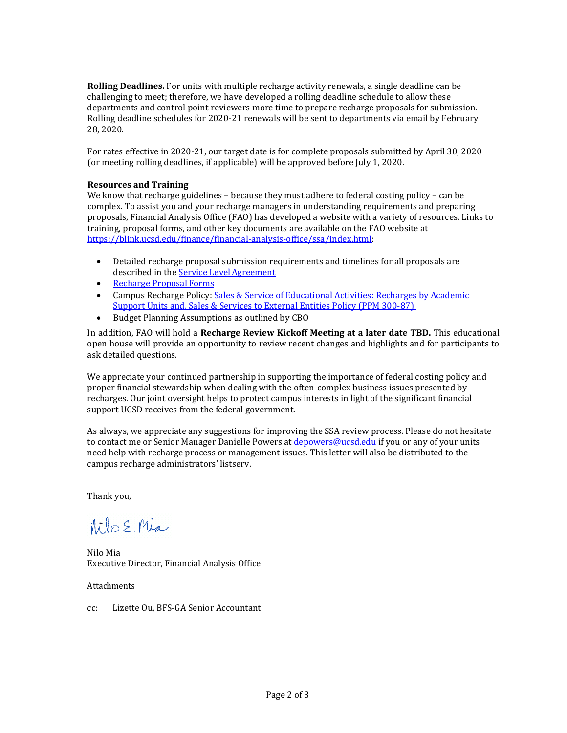**Rolling Deadlines.** For units with multiple recharge activity renewals, a single deadline can be challenging to meet; therefore, we have developed a rolling deadline schedule to allow these departments and control point reviewers more time to prepare recharge proposals for submission. Rolling deadline schedules for 2020-21 renewals will be sent to departments via email by February 28, 2020.

For rates effective in 2020-21, our target date is for complete proposals submitted by April 30, 2020 (or meeting rolling deadlines, if applicable) will be approved before July 1, 2020.

**Resources and Training**

We know that recharge guidelines – because they must adhere to federal costing policy – can be complex. To assist you and your recharge managers in understanding requirements and preparing proposals, Financial Analysis Office (FAO) has developed a website with a variety of resources. Links to training, proposal forms, and other key documents are available on the FAO website at https://blink.ucsd.edu/finance/financial-analysis-office/ssa/index.html:

- Detailed recharge proposal submission requirements and timelines for all proposals are described in the Service Level Agreement
- Recharge Proposal Forms
- Campus Recharge Policy: Sales & Service of Educational Activities: Recharges by Academic Support Units and, Sales & Services to External Entities Policy (PPM 300-87)
- Budget Planning Assumptions as outlined by CBO

In addition, FAO will hold a **Recharge Review Kickoff Meeting at a later date TBD.** This educational open house will provide an opportunity to review recent changes and highlights and for participants to ask detailed questions.

We appreciate your continued partnership in supporting the importance of federal costing policy and proper financial stewardship when dealing with the often-complex business issues presented by recharges. Our joint oversight helps to protect campus interests in light of the significant financial support UCSD receives from the federal government.

As always, we appreciate any suggestions for improving the SSA review process. Please do not hesitate to contact me or Senior Manager Danielle Powers at depowers@ucsd.edu if you or any of your units need help with recharge process or management issues. This letter will also be distributed to the campus recharge administrators' listserv.

Thank you,

Nilo E. Mia

Nilo Mia
Executive Director, Financial Analysis Office

Attachments

cc: Lizette Ou, BFS-GA Senior Accountant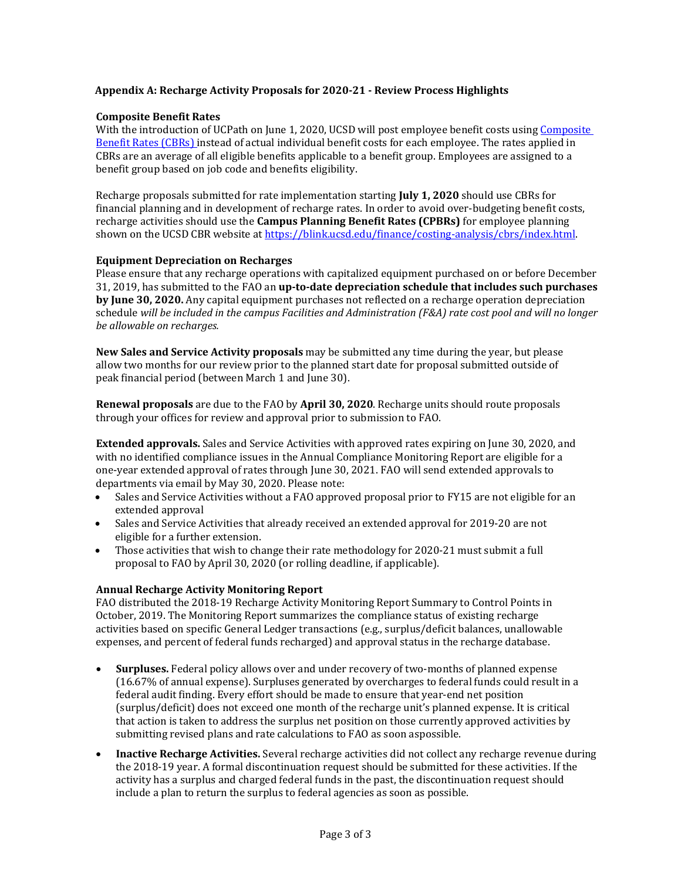### Appendix A: Recharge Activity Proposals for 2020-21 - Review Process Highlights

**Composite Benefit Rates**

With the introduction of UCPath on June 1, 2020, UCSD will post employee benefit costs using [Composite Benefit Rates (CBRs)](https://blink.ucsd.edu/finance/costing-analysis/cbrs/index.html) instead of actual individual benefit costs for each employee. The rates applied in CBRs are an average of all eligible benefits applicable to a benefit group. Employees are assigned to a benefit group based on job code and benefits eligibility.

Recharge proposals submitted for rate implementation starting **July 1, 2020** should use CBRs for financial planning and in development of recharge rates. In order to avoid over-budgeting benefit costs, recharge activities should use the **Campus Planning Benefit Rates (CPBRs)** for employee planning shown on the UCSD CBR website at https://blink.ucsd.edu/finance/costing-analysis/cbrs/index.html.

**Equipment Depreciation on Recharges**

Please ensure that any recharge operations with capitalized equipment purchased on or before December 31, 2019, has submitted to the FAO an **up-to-date depreciation schedule that includes such purchases by June 30, 2020.** Any capital equipment purchases not reflected on a recharge operation depreciation schedule *will be included in the campus Facilities and Administration (F&A) rate cost pool and will no longer be allowable on recharges.*

**New Sales and Service Activity proposals** may be submitted any time during the year, but please allow two months for our review prior to the planned start date for proposal submitted outside of peak financial period (between March 1 and June 30).

**Renewal proposals** are due to the FAO by **April 30, 2020**. Recharge units should route proposals through your offices for review and approval prior to submission to FAO.

**Extended approvals.** Sales and Service Activities with approved rates expiring on June 30, 2020, and with no identified compliance issues in the Annual Compliance Monitoring Report are eligible for a one-year extended approval of rates through June 30, 2021. FAO will send extended approvals to departments via email by May 30, 2020. Please note:

- Sales and Service Activities without a FAO approved proposal prior to FY15 are not eligible for an extended approval
- Sales and Service Activities that already received an extended approval for 2019-20 are not eligible for a further extension.
- Those activities that wish to change their rate methodology for 2020-21 must submit a full proposal to FAO by April 30, 2020 (or rolling deadline, if applicable).

**Annual Recharge Activity Monitoring Report**

FAO distributed the 2018-19 Recharge Activity Monitoring Report Summary to Control Points in October, 2019. The Monitoring Report summarizes the compliance status of existing recharge activities based on specific General Ledger transactions (e.g., surplus/deficit balances, unallowable expenses, and percent of federal funds recharged) and approval status in the recharge database.

- **Surpluses.** Federal policy allows over and under recovery of two-months of planned expense (16.67% of annual expense). Surpluses generated by overcharges to federal funds could result in a federal audit finding. Every effort should be made to ensure that year-end net position (surplus/deficit) does not exceed one month of the recharge unit's planned expense. It is critical that action is taken to address the surplus net position on those currently approved activities by submitting revised plans and rate calculations to FAO as soon aspossible.
- **Inactive Recharge Activities.** Several recharge activities did not collect any recharge revenue during the 2018-19 year. A formal discontinuation request should be submitted for these activities. If the activity has a surplus and charged federal funds in the past, the discontinuation request should include a plan to return the surplus to federal agencies as soon as possible.